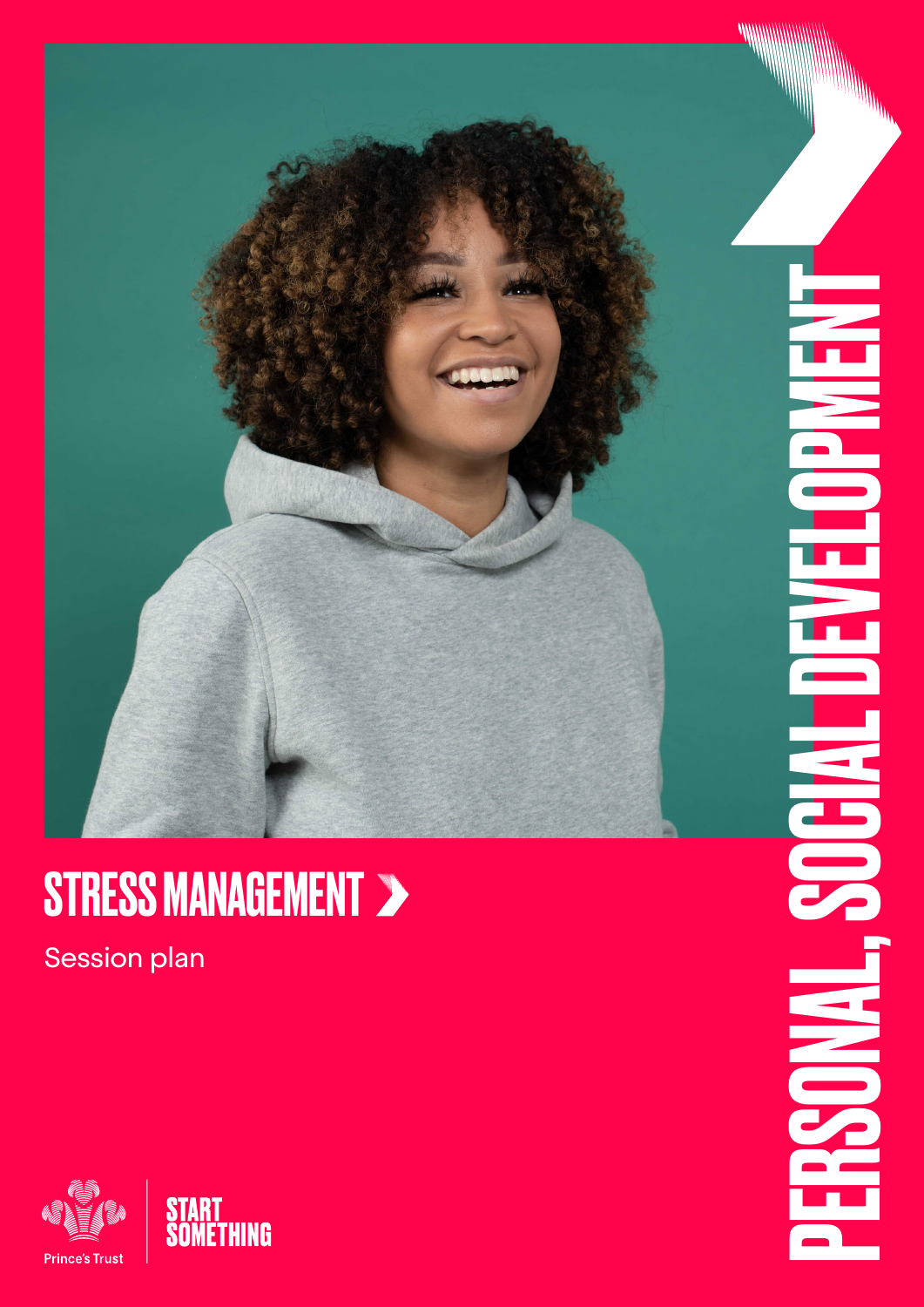# STRESS MANAGEMENT ›

Session plan

PERSONAL, SOCIAL DEVELOPMENT

Prince's Trust

START SOMETHING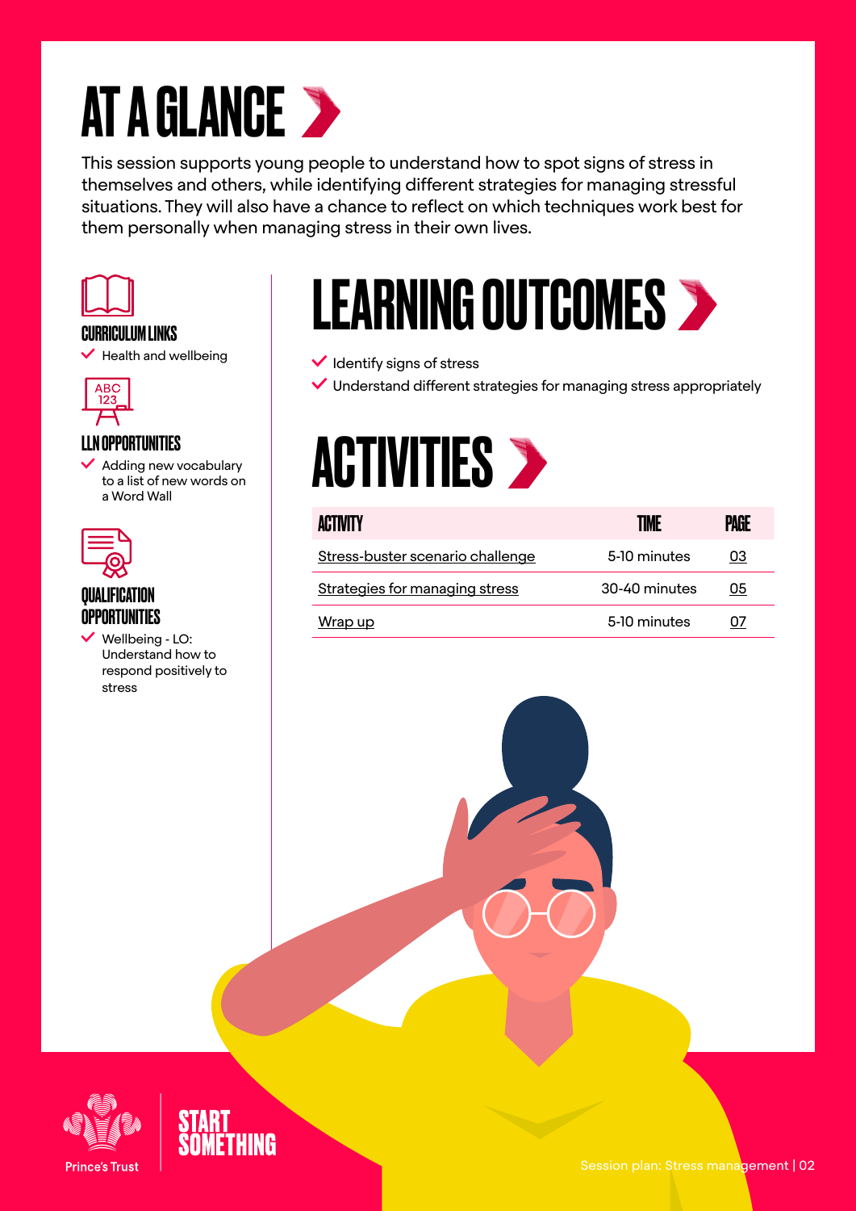# AT A GLANCE

This session supports young people to understand how to spot signs of stress in themselves and others, while identifying different strategies for managing stressful situations. They will also have a chance to reflect on which techniques work best for them personally when managing stress in their own lives.

### CURRICULUM LINKS

- Health and wellbeing

### LLN OPPORTUNITIES

- Adding new vocabulary to a list of new words on a Word Wall

### QUALIFICATION OPPORTUNITIES

- Wellbeing - LO: Understand how to respond positively to stress

# LEARNING OUTCOMES

- Identify signs of stress
- Understand different strategies for managing stress appropriately

# ACTIVITIES

| ACTIVITY | TIME | PAGE |
| --- | --- | --- |
| Stress-buster scenario challenge | 5-10 minutes | 03 |
| Strategies for managing stress | 30-40 minutes | 05 |
| Wrap up | 5-10 minutes | 07 |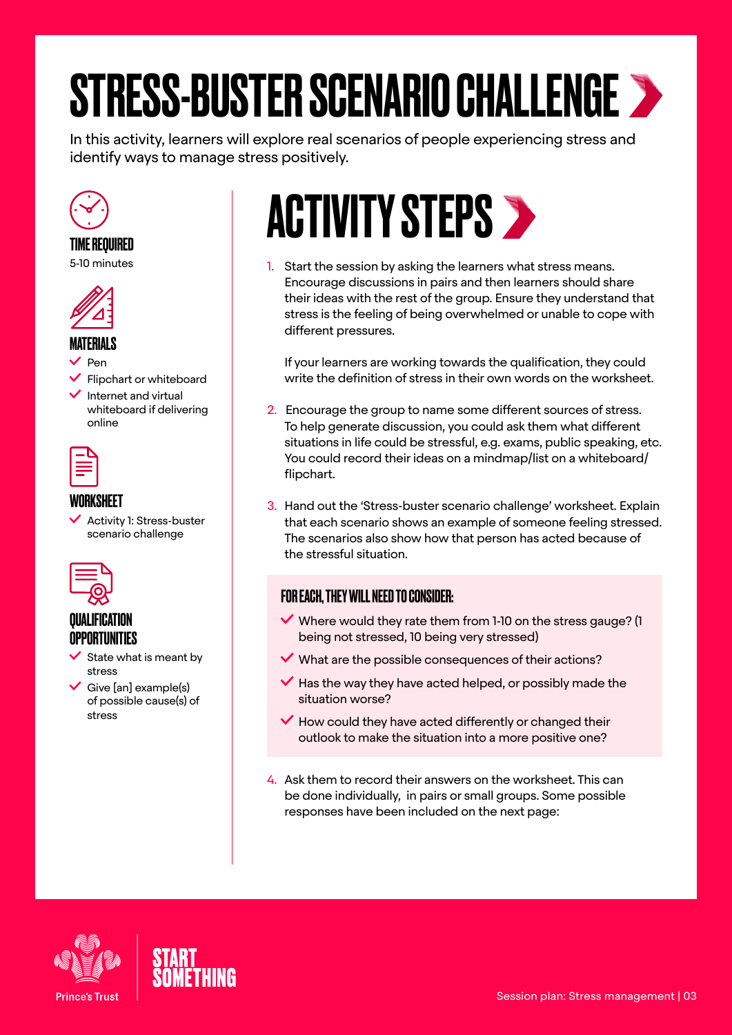# STRESS-BUSTER SCENARIO CHALLENGE

In this activity, learners will explore real scenarios of people experiencing stress and identify ways to manage stress positively.

### TIME REQUIRED

5-10 minutes

### MATERIALS

- Pen
- Flipchart or whiteboard
- Internet and virtual whiteboard if delivering online

### WORKSHEET

- Activity 1: Stress-buster scenario challenge

### QUALIFICATION OPPORTUNITIES

- State what is meant by stress
- Give [an] example(s) of possible cause(s) of stress

## ACTIVITY STEPS

1. Start the session by asking the learners what stress means. Encourage discussions in pairs and then learners should share their ideas with the rest of the group. Ensure they understand that stress is the feeling of being overwhelmed or unable to cope with different pressures.

   If your learners are working towards the qualification, they could write the definition of stress in their own words on the worksheet.

2. Encourage the group to name some different sources of stress. To help generate discussion, you could ask them what different situations in life could be stressful, e.g. exams, public speaking, etc. You could record their ideas on a mindmap/list on a whiteboard/flipchart.

3. Hand out the 'Stress-buster scenario challenge' worksheet. Explain that each scenario shows an example of someone feeling stressed. The scenarios also show how that person has acted because of the stressful situation.

#### FOR EACH, THEY WILL NEED TO CONSIDER:

- Where would they rate them from 1-10 on the stress gauge? (1 being not stressed, 10 being very stressed)
- What are the possible consequences of their actions?
- Has the way they have acted helped, or possibly made the situation worse?
- How could they have acted differently or changed their outlook to make the situation into a more positive one?

4. Ask them to record their answers on the worksheet. This can be done individually, in pairs or small groups. Some possible responses have been included on the next page: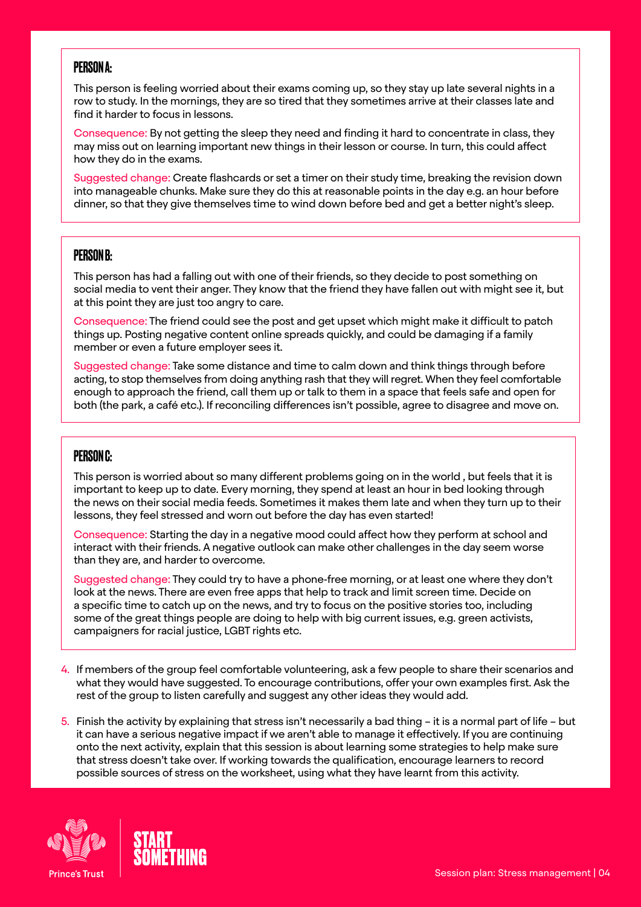### PERSON A:

This person is feeling worried about their exams coming up, so they stay up late several nights in a row to study. In the mornings, they are so tired that they sometimes arrive at their classes late and find it harder to focus in lessons.

Consequence: By not getting the sleep they need and finding it hard to concentrate in class, they may miss out on learning important new things in their lesson or course. In turn, this could affect how they do in the exams.

Suggested change: Create flashcards or set a timer on their study time, breaking the revision down into manageable chunks. Make sure they do this at reasonable points in the day e.g. an hour before dinner, so that they give themselves time to wind down before bed and get a better night's sleep.

### PERSON B:

This person has had a falling out with one of their friends, so they decide to post something on social media to vent their anger. They know that the friend they have fallen out with might see it, but at this point they are just too angry to care.

Consequence: The friend could see the post and get upset which might make it difficult to patch things up. Posting negative content online spreads quickly, and could be damaging if a family member or even a future employer sees it.

Suggested change: Take some distance and time to calm down and think things through before acting, to stop themselves from doing anything rash that they will regret. When they feel comfortable enough to approach the friend, call them up or talk to them in a space that feels safe and open for both (the park, a café etc.). If reconciling differences isn't possible, agree to disagree and move on.

### PERSON C:

This person is worried about so many different problems going on in the world , but feels that it is important to keep up to date. Every morning, they spend at least an hour in bed looking through the news on their social media feeds. Sometimes it makes them late and when they turn up to their lessons, they feel stressed and worn out before the day has even started!

Consequence: Starting the day in a negative mood could affect how they perform at school and interact with their friends. A negative outlook can make other challenges in the day seem worse than they are, and harder to overcome.

Suggested change: They could try to have a phone-free morning, or at least one where they don't look at the news. There are even free apps that help to track and limit screen time. Decide on a specific time to catch up on the news, and try to focus on the positive stories too, including some of the great things people are doing to help with big current issues, e.g. green activists, campaigners for racial justice, LGBT rights etc.

4. If members of the group feel comfortable volunteering, ask a few people to share their scenarios and what they would have suggested. To encourage contributions, offer your own examples first. Ask the rest of the group to listen carefully and suggest any other ideas they would add.

5. Finish the activity by explaining that stress isn't necessarily a bad thing – it is a normal part of life – but it can have a serious negative impact if we aren't able to manage it effectively. If you are continuing onto the next activity, explain that this session is about learning some strategies to help make sure that stress doesn't take over. If working towards the qualification, encourage learners to record possible sources of stress on the worksheet, using what they have learnt from this activity.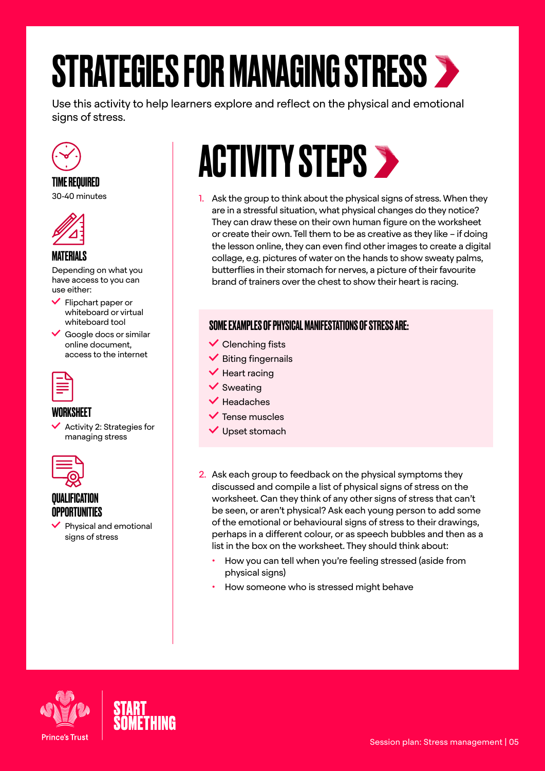# STRATEGIES FOR MANAGING STRESS

Use this activity to help learners explore and reflect on the physical and emotional signs of stress.

### TIME REQUIRED

30-40 minutes

### MATERIALS

Depending on what you have access to you can use either:

- Flipchart paper or whiteboard or virtual whiteboard tool
- Google docs or similar online document, access to the internet

### WORKSHEET

- Activity 2: Strategies for managing stress

### QUALIFICATION OPPORTUNITIES

- Physical and emotional signs of stress

## ACTIVITY STEPS

1. Ask the group to think about the physical signs of stress. When they are in a stressful situation, what physical changes do they notice? They can draw these on their own human figure on the worksheet or create their own. Tell them to be as creative as they like – if doing the lesson online, they can even find other images to create a digital collage, e.g. pictures of water on the hands to show sweaty palms, butterflies in their stomach for nerves, a picture of their favourite brand of trainers over the chest to show their heart is racing.

### SOME EXAMPLES OF PHYSICAL MANIFESTATIONS OF STRESS ARE:

- Clenching fists
- Biting fingernails
- Heart racing
- Sweating
- Headaches
- Tense muscles
- Upset stomach

2. Ask each group to feedback on the physical symptoms they discussed and compile a list of physical signs of stress on the worksheet. Can they think of any other signs of stress that can't be seen, or aren't physical? Ask each young person to add some of the emotional or behavioural signs of stress to their drawings, perhaps in a different colour, or as speech bubbles and then as a list in the box on the worksheet. They should think about:
   - How you can tell when you're feeling stressed (aside from physical signs)
   - How someone who is stressed might behave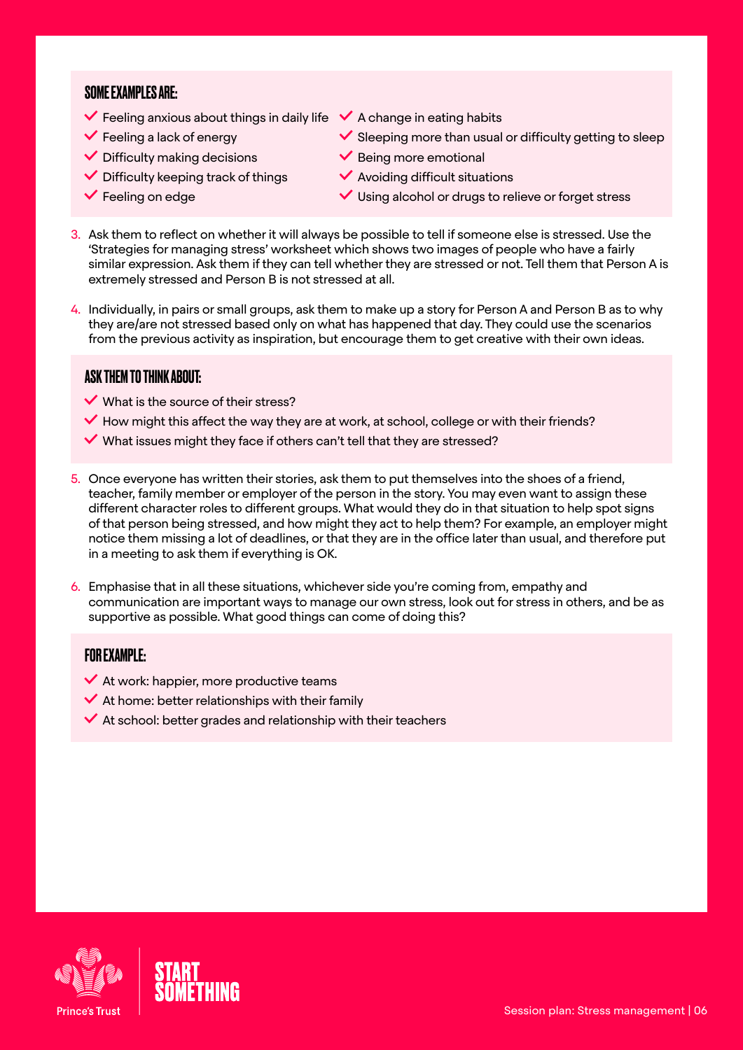### SOME EXAMPLES ARE:

- Feeling anxious about things in daily life
- Feeling a lack of energy
- Difficulty making decisions
- Difficulty keeping track of things
- Feeling on edge
- A change in eating habits
- Sleeping more than usual or difficulty getting to sleep
- Being more emotional
- Avoiding difficult situations
- Using alcohol or drugs to relieve or forget stress

3. Ask them to reflect on whether it will always be possible to tell if someone else is stressed. Use the 'Strategies for managing stress' worksheet which shows two images of people who have a fairly similar expression. Ask them if they can tell whether they are stressed or not. Tell them that Person A is extremely stressed and Person B is not stressed at all.

4. Individually, in pairs or small groups, ask them to make up a story for Person A and Person B as to why they are/are not stressed based only on what has happened that day. They could use the scenarios from the previous activity as inspiration, but encourage them to get creative with their own ideas.

### ASK THEM TO THINK ABOUT:

- What is the source of their stress?
- How might this affect the way they are at work, at school, college or with their friends?
- What issues might they face if others can't tell that they are stressed?

5. Once everyone has written their stories, ask them to put themselves into the shoes of a friend, teacher, family member or employer of the person in the story. You may even want to assign these different character roles to different groups. What would they do in that situation to help spot signs of that person being stressed, and how might they act to help them? For example, an employer might notice them missing a lot of deadlines, or that they are in the office later than usual, and therefore put in a meeting to ask them if everything is OK.

6. Emphasise that in all these situations, whichever side you're coming from, empathy and communication are important ways to manage our own stress, look out for stress in others, and be as supportive as possible. What good things can come of doing this?

### FOR EXAMPLE:

- At work: happier, more productive teams
- At home: better relationships with their family
- At school: better grades and relationship with their teachers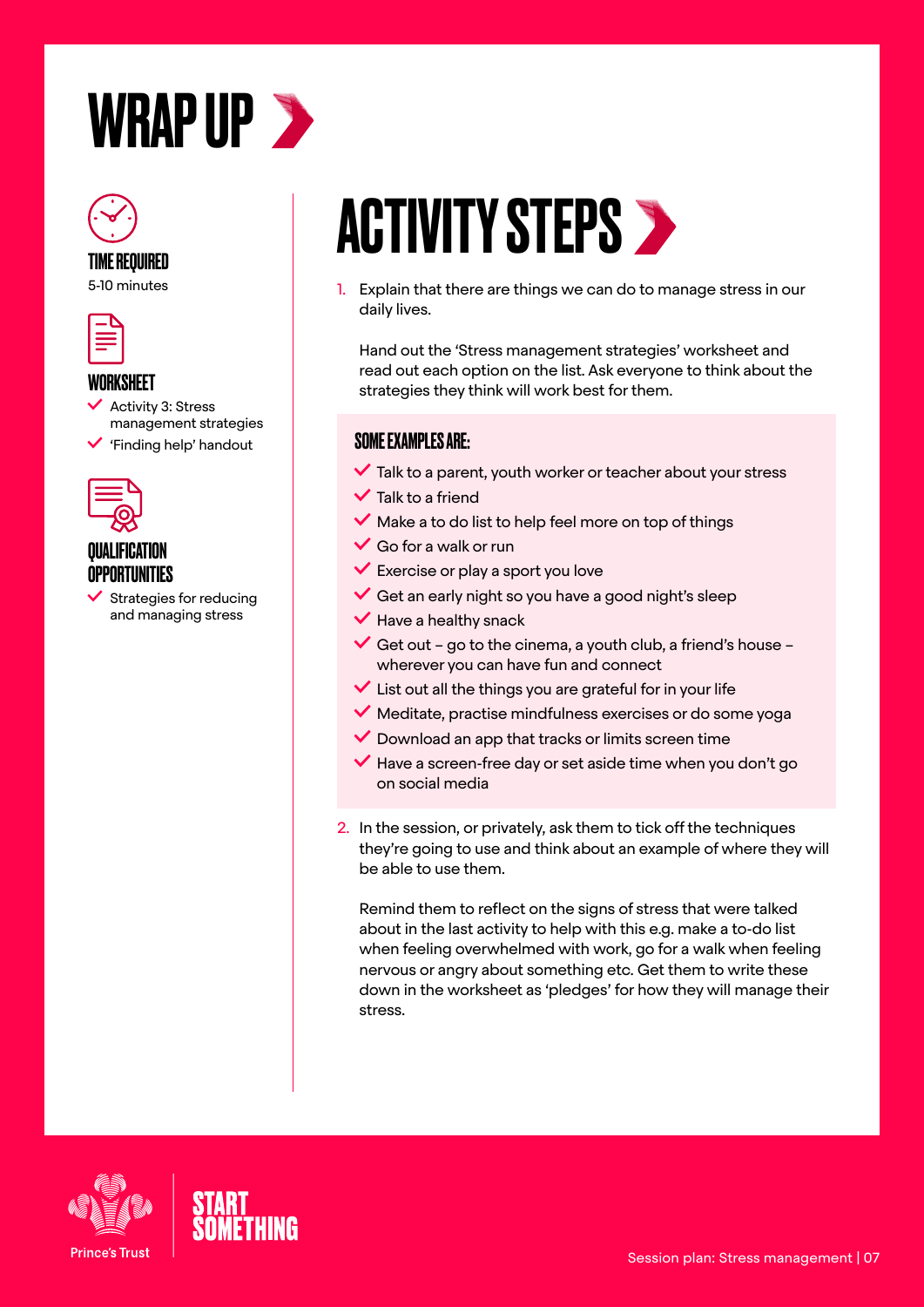# WRAP UP

**TIME REQUIRED**

5-10 minutes

**WORKSHEET**

- Activity 3: Stress management strategies
- 'Finding help' handout

**QUALIFICATION OPPORTUNITIES**

- Strategies for reducing and managing stress

## ACTIVITY STEPS

1. Explain that there are things we can do to manage stress in our daily lives.

   Hand out the 'Stress management strategies' worksheet and read out each option on the list. Ask everyone to think about the strategies they think will work best for them.

   **SOME EXAMPLES ARE:**

   - Talk to a parent, youth worker or teacher about your stress
   - Talk to a friend
   - Make a to do list to help feel more on top of things
   - Go for a walk or run
   - Exercise or play a sport you love
   - Get an early night so you have a good night's sleep
   - Have a healthy snack
   - Get out – go to the cinema, a youth club, a friend's house – wherever you can have fun and connect
   - List out all the things you are grateful for in your life
   - Meditate, practise mindfulness exercises or do some yoga
   - Download an app that tracks or limits screen time
   - Have a screen-free day or set aside time when you don't go on social media

2. In the session, or privately, ask them to tick off the techniques they're going to use and think about an example of where they will be able to use them.

   Remind them to reflect on the signs of stress that were talked about in the last activity to help with this e.g. make a to-do list when feeling overwhelmed with work, go for a walk when feeling nervous or angry about something etc. Get them to write these down in the worksheet as 'pledges' for how they will manage their stress.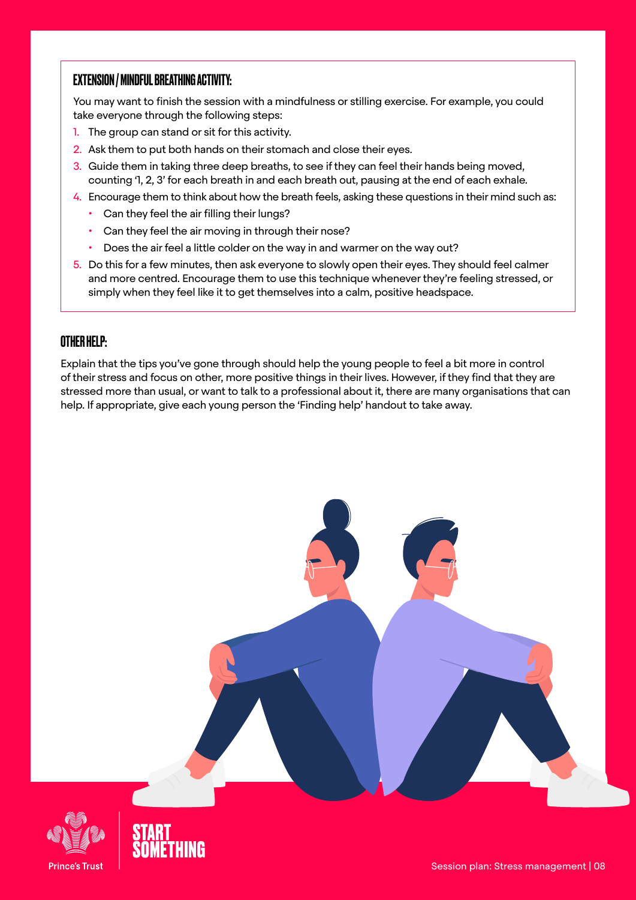### EXTENSION / MINDFUL BREATHING ACTIVITY:

You may want to finish the session with a mindfulness or stilling exercise. For example, you could take everyone through the following steps:

1. The group can stand or sit for this activity.
2. Ask them to put both hands on their stomach and close their eyes.
3. Guide them in taking three deep breaths, to see if they can feel their hands being moved, counting '1, 2, 3' for each breath in and each breath out, pausing at the end of each exhale.
4. Encourage them to think about how the breath feels, asking these questions in their mind such as:
   - Can they feel the air filling their lungs?
   - Can they feel the air moving in through their nose?
   - Does the air feel a little colder on the way in and warmer on the way out?
5. Do this for a few minutes, then ask everyone to slowly open their eyes. They should feel calmer and more centred. Encourage them to use this technique whenever they're feeling stressed, or simply when they feel like it to get themselves into a calm, positive headspace.

### OTHER HELP:

Explain that the tips you've gone through should help the young people to feel a bit more in control of their stress and focus on other, more positive things in their lives. However, if they find that they are stressed more than usual, or want to talk to a professional about it, there are many organisations that can help. If appropriate, give each young person the 'Finding help' handout to take away.